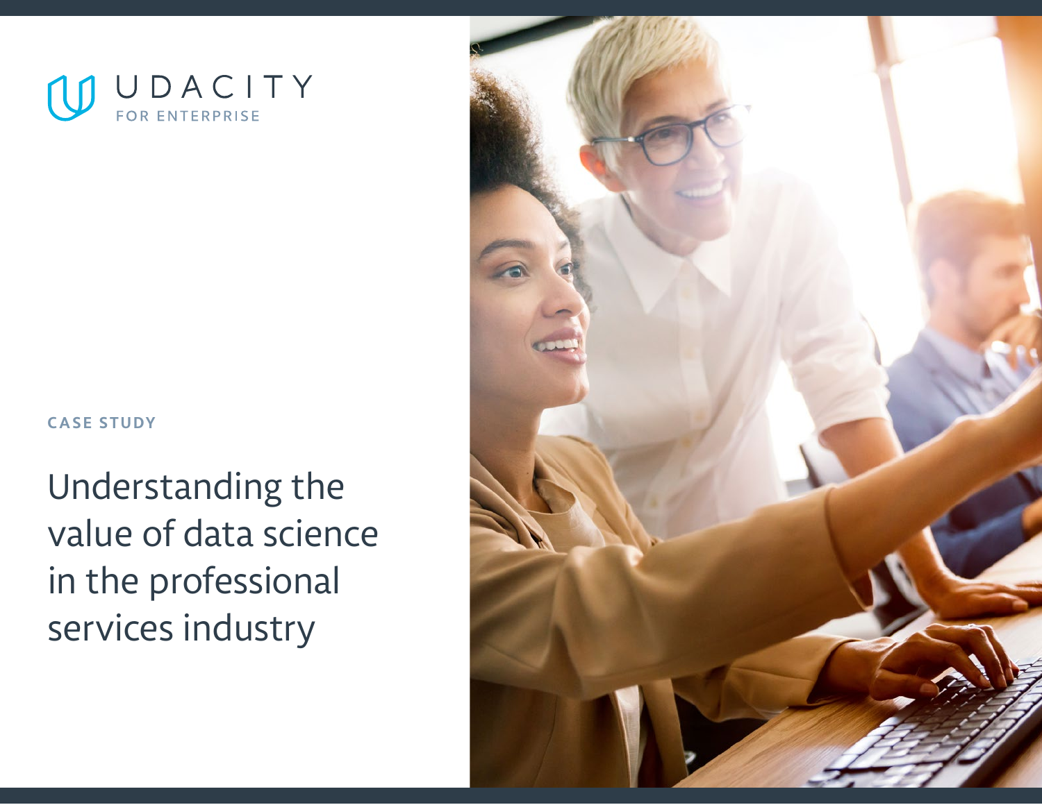UDACITY

FOR ENTERPRISE

CASE STUDY

# Understanding the value of data science in the professional services industry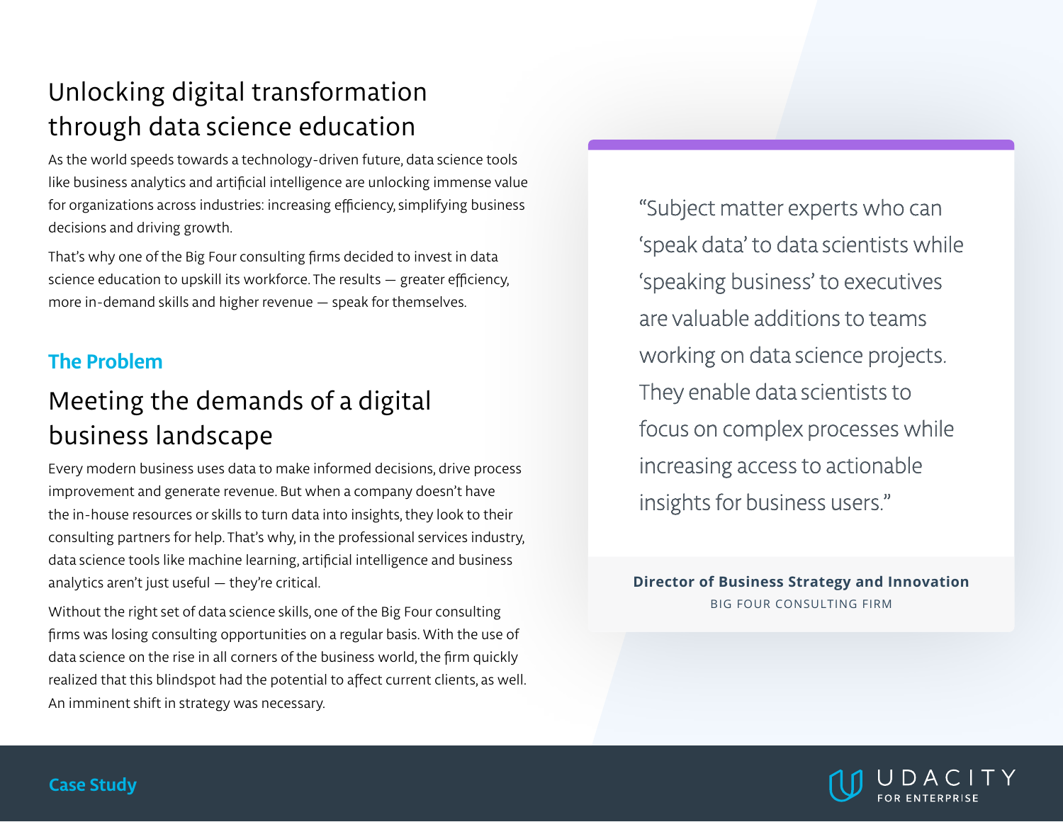# Unlocking digital transformation through data science education

As the world speeds towards a technology-driven future, data science tools like business analytics and artificial intelligence are unlocking immense value for organizations across industries: increasing efficiency, simplifying business decisions and driving growth.

That's why one of the Big Four consulting firms decided to invest in data science education to upskill its workforce. The results — greater efficiency, more in-demand skills and higher revenue — speak for themselves.

### The Problem

## Meeting the demands of a digital business landscape

Every modern business uses data to make informed decisions, drive process improvement and generate revenue. But when a company doesn't have the in-house resources or skills to turn data into insights, they look to their consulting partners for help. That's why, in the professional services industry, data science tools like machine learning, artificial intelligence and business analytics aren't just useful — they're critical.

Without the right set of data science skills, one of the Big Four consulting firms was losing consulting opportunities on a regular basis. With the use of data science on the rise in all corners of the business world, the firm quickly realized that this blindspot had the potential to affect current clients, as well. An imminent shift in strategy was necessary.

> "Subject matter experts who can 'speak data' to data scientists while 'speaking business' to executives are valuable additions to teams working on data science projects. They enable data scientists to focus on complex processes while increasing access to actionable insights for business users."
>
> **Director of Business Strategy and Innovation**
> BIG FOUR CONSULTING FIRM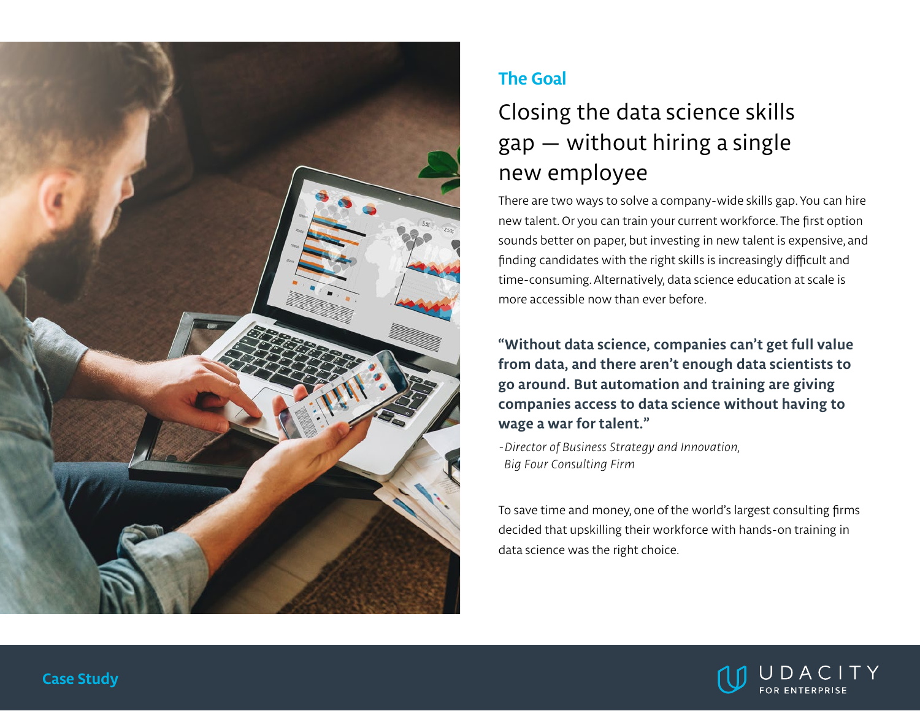## The Goal

# Closing the data science skills gap — without hiring a single new employee

There are two ways to solve a company-wide skills gap. You can hire new talent. Or you can train your current workforce. The first option sounds better on paper, but investing in new talent is expensive, and finding candidates with the right skills is increasingly difficult and time-consuming. Alternatively, data science education at scale is more accessible now than ever before.

**"Without data science, companies can't get full value from data, and there aren't enough data scientists to go around. But automation and training are giving companies access to data science without having to wage a war for talent."**

*-Director of Business Strategy and Innovation, Big Four Consulting Firm*

To save time and money, one of the world's largest consulting firms decided that upskilling their workforce with hands-on training in data science was the right choice.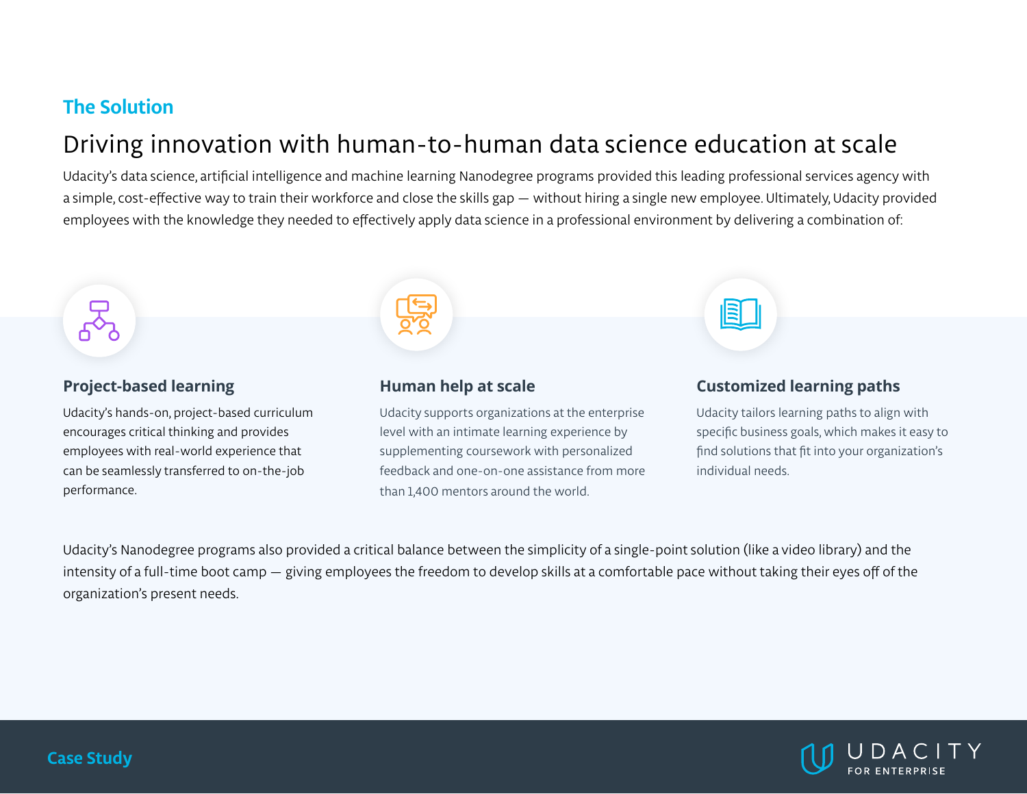## The Solution

# Driving innovation with human-to-human data science education at scale

Udacity's data science, artificial intelligence and machine learning Nanodegree programs provided this leading professional services agency with a simple, cost-effective way to train their workforce and close the skills gap — without hiring a single new employee. Ultimately, Udacity provided employees with the knowledge they needed to effectively apply data science in a professional environment by delivering a combination of:

### Project-based learning

Udacity's hands-on, project-based curriculum encourages critical thinking and provides employees with real-world experience that can be seamlessly transferred to on-the-job performance.

### Human help at scale

Udacity supports organizations at the enterprise level with an intimate learning experience by supplementing coursework with personalized feedback and one-on-one assistance from more than 1,400 mentors around the world.

### Customized learning paths

Udacity tailors learning paths to align with specific business goals, which makes it easy to find solutions that fit into your organization's individual needs.

Udacity's Nanodegree programs also provided a critical balance between the simplicity of a single-point solution (like a video library) and the intensity of a full-time boot camp — giving employees the freedom to develop skills at a comfortable pace without taking their eyes off of the organization's present needs.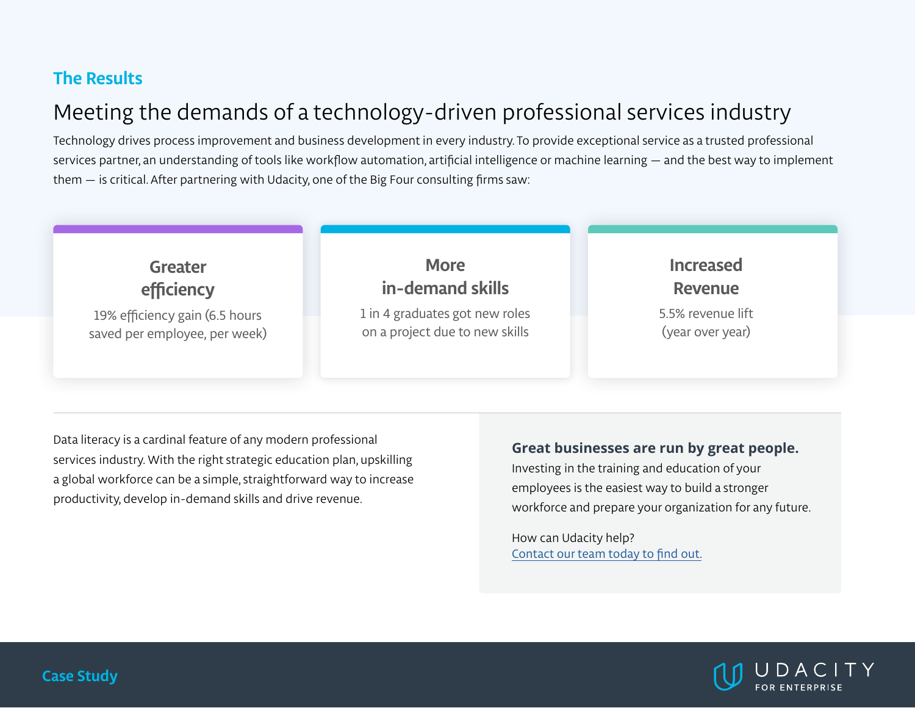## The Results

# Meeting the demands of a technology-driven professional services industry

Technology drives process improvement and business development in every industry. To provide exceptional service as a trusted professional services partner, an understanding of tools like workflow automation, artificial intelligence or machine learning — and the best way to implement them — is critical. After partnering with Udacity, one of the Big Four consulting firms saw:

### Greater efficiency

19% efficiency gain (6.5 hours saved per employee, per week)

### More in-demand skills

1 in 4 graduates got new roles on a project due to new skills

### Increased Revenue

5.5% revenue lift (year over year)

---

Data literacy is a cardinal feature of any modern professional services industry. With the right strategic education plan, upskilling a global workforce can be a simple, straightforward way to increase productivity, develop in-demand skills and drive revenue.

**Great businesses are run by great people.**
Investing in the training and education of your employees is the easiest way to build a stronger workforce and prepare your organization for any future.

How can Udacity help?
Contact our team today to find out.

Case Study

UDACITY FOR ENTERPRISE